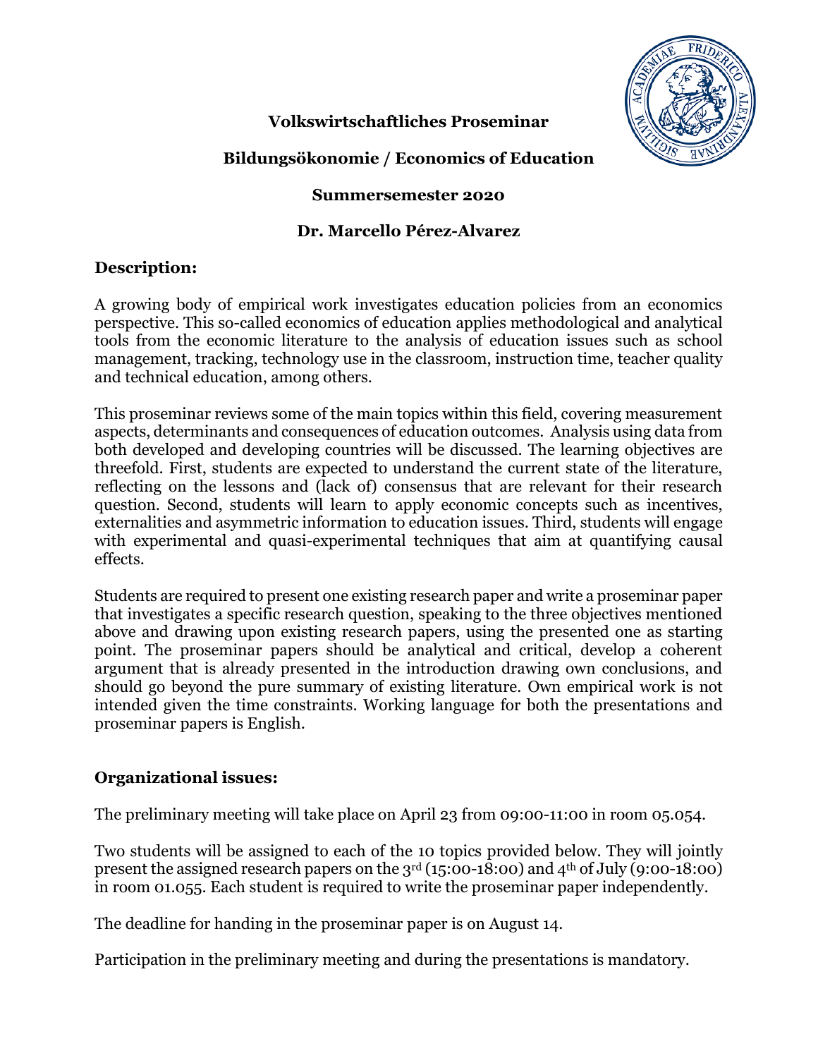# Volkswirtschaftliches Proseminar

## Bildungsökonomie / Economics of Education

### Summersemester 2020

### Dr. Marcello Pérez-Alvarez

**Description:**

A growing body of empirical work investigates education policies from an economics perspective. This so-called economics of education applies methodological and analytical tools from the economic literature to the analysis of education issues such as school management, tracking, technology use in the classroom, instruction time, teacher quality and technical education, among others.

This proseminar reviews some of the main topics within this field, covering measurement aspects, determinants and consequences of education outcomes. Analysis using data from both developed and developing countries will be discussed. The learning objectives are threefold. First, students are expected to understand the current state of the literature, reflecting on the lessons and (lack of) consensus that are relevant for their research question. Second, students will learn to apply economic concepts such as incentives, externalities and asymmetric information to education issues. Third, students will engage with experimental and quasi-experimental techniques that aim at quantifying causal effects.

Students are required to present one existing research paper and write a proseminar paper that investigates a specific research question, speaking to the three objectives mentioned above and drawing upon existing research papers, using the presented one as starting point. The proseminar papers should be analytical and critical, develop a coherent argument that is already presented in the introduction drawing own conclusions, and should go beyond the pure summary of existing literature. Own empirical work is not intended given the time constraints. Working language for both the presentations and proseminar papers is English.

**Organizational issues:**

The preliminary meeting will take place on April 23 from 09:00-11:00 in room 05.054.

Two students will be assigned to each of the 10 topics provided below. They will jointly present the assigned research papers on the 3rd (15:00-18:00) and 4th of July (9:00-18:00) in room 01.055. Each student is required to write the proseminar paper independently.

The deadline for handing in the proseminar paper is on August 14.

Participation in the preliminary meeting and during the presentations is mandatory.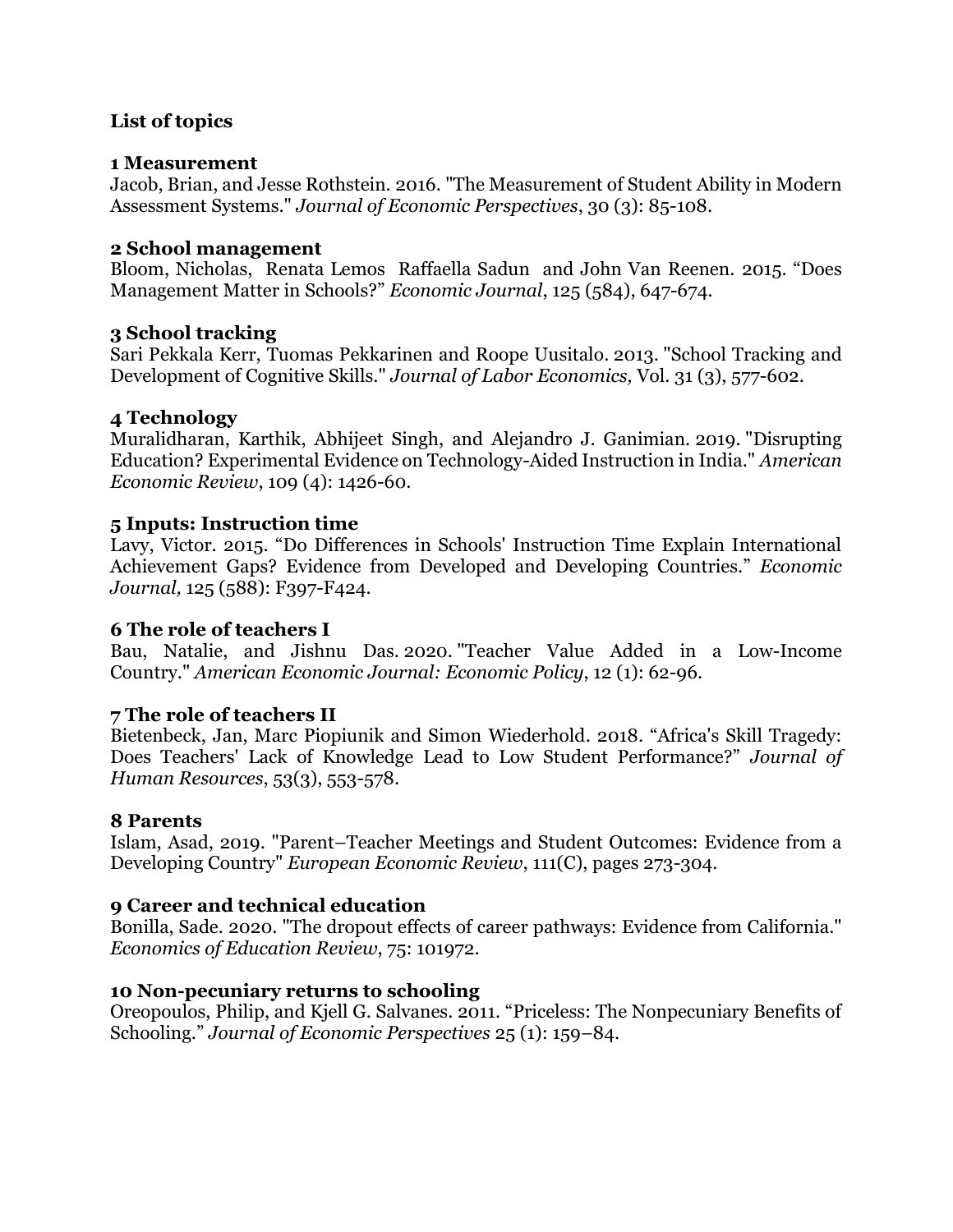**List of topics**

**1 Measurement**

Jacob, Brian, and Jesse Rothstein. 2016. "The Measurement of Student Ability in Modern Assessment Systems." *Journal of Economic Perspectives*, 30 (3): 85-108.

**2 School management**

Bloom, Nicholas, Renata Lemos Raffaella Sadun and John Van Reenen. 2015. "Does Management Matter in Schools?" *Economic Journal*, 125 (584), 647-674.

**3 School tracking**

Sari Pekkala Kerr, Tuomas Pekkarinen and Roope Uusitalo. 2013. "School Tracking and Development of Cognitive Skills." *Journal of Labor Economics,* Vol. 31 (3), 577-602.

**4 Technology**

Muralidharan, Karthik, Abhijeet Singh, and Alejandro J. Ganimian. 2019. "Disrupting Education? Experimental Evidence on Technology-Aided Instruction in India." *American Economic Review*, 109 (4): 1426-60.

**5 Inputs: Instruction time**

Lavy, Victor. 2015. "Do Differences in Schools' Instruction Time Explain International Achievement Gaps? Evidence from Developed and Developing Countries." *Economic Journal,* 125 (588): F397-F424.

**6 The role of teachers I**

Bau, Natalie, and Jishnu Das. 2020. "Teacher Value Added in a Low-Income Country." *American Economic Journal: Economic Policy*, 12 (1): 62-96.

**7 The role of teachers II**

Bietenbeck, Jan, Marc Piopiunik and Simon Wiederhold. 2018. "Africa's Skill Tragedy: Does Teachers' Lack of Knowledge Lead to Low Student Performance?" *Journal of Human Resources*, 53(3), 553-578.

**8 Parents**

Islam, Asad, 2019. "Parent–Teacher Meetings and Student Outcomes: Evidence from a Developing Country" *European Economic Review*, 111(C), pages 273-304.

**9 Career and technical education**

Bonilla, Sade. 2020. "The dropout effects of career pathways: Evidence from California." *Economics of Education Review*, 75: 101972.

**10 Non-pecuniary returns to schooling**

Oreopoulos, Philip, and Kjell G. Salvanes. 2011. "Priceless: The Nonpecuniary Benefits of Schooling." *Journal of Economic Perspectives* 25 (1): 159–84.